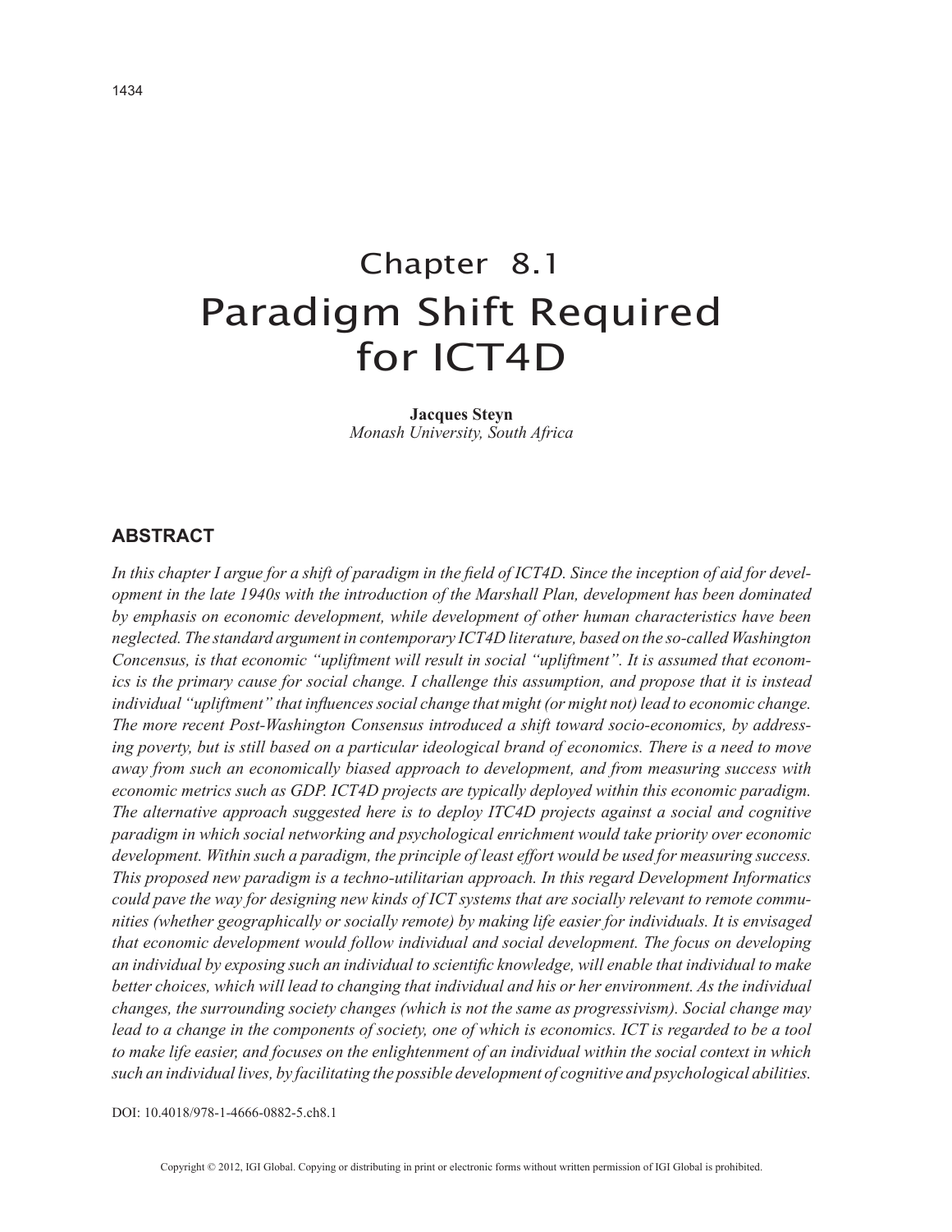# Chapter 8.1
# Paradigm Shift Required for ICT4D

**Jacques Steyn**
*Monash University, South Africa*

## ABSTRACT

*In this chapter I argue for a shift of paradigm in the field of ICT4D. Since the inception of aid for development in the late 1940s with the introduction of the Marshall Plan, development has been dominated by emphasis on economic development, while development of other human characteristics have been neglected. The standard argument in contemporary ICT4D literature, based on the so-called Washington Concensus, is that economic "upliftment will result in social "upliftment". It is assumed that economics is the primary cause for social change. I challenge this assumption, and propose that it is instead individual "upliftment" that influences social change that might (or might not) lead to economic change. The more recent Post-Washington Consensus introduced a shift toward socio-economics, by addressing poverty, but is still based on a particular ideological brand of economics. There is a need to move away from such an economically biased approach to development, and from measuring success with economic metrics such as GDP. ICT4D projects are typically deployed within this economic paradigm. The alternative approach suggested here is to deploy ITC4D projects against a social and cognitive paradigm in which social networking and psychological enrichment would take priority over economic development. Within such a paradigm, the principle of least effort would be used for measuring success. This proposed new paradigm is a techno-utilitarian approach. In this regard Development Informatics could pave the way for designing new kinds of ICT systems that are socially relevant to remote communities (whether geographically or socially remote) by making life easier for individuals. It is envisaged that economic development would follow individual and social development. The focus on developing an individual by exposing such an individual to scientific knowledge, will enable that individual to make better choices, which will lead to changing that individual and his or her environment. As the individual changes, the surrounding society changes (which is not the same as progressivism). Social change may lead to a change in the components of society, one of which is economics. ICT is regarded to be a tool to make life easier, and focuses on the enlightenment of an individual within the social context in which such an individual lives, by facilitating the possible development of cognitive and psychological abilities.*

DOI: 10.4018/978-1-4666-0882-5.ch8.1

Copyright © 2012, IGI Global. Copying or distributing in print or electronic forms without written permission of IGI Global is prohibited.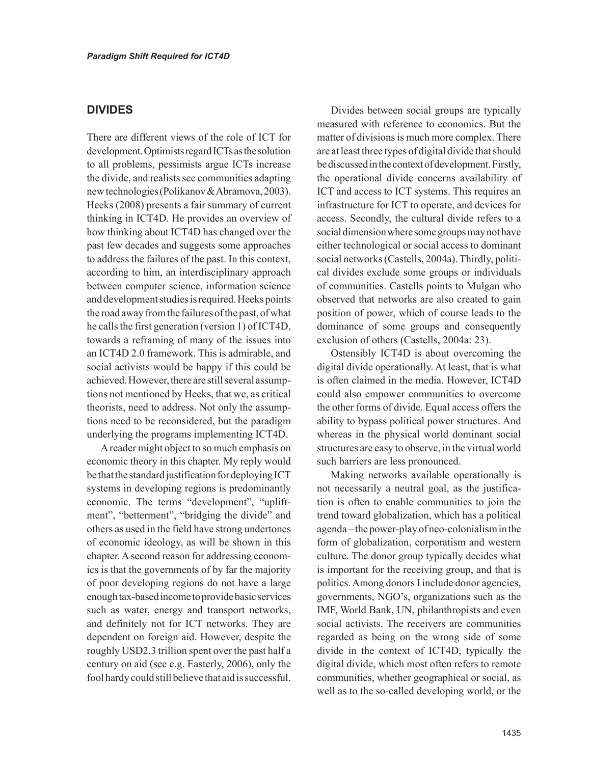## DIVIDES

There are different views of the role of ICT for development. Optimists regard ICTs as the solution to all problems, pessimists argue ICTs increase the divide, and realists see communities adapting new technologies (Polikanov & Abramova, 2003). Heeks (2008) presents a fair summary of current thinking in ICT4D. He provides an overview of how thinking about ICT4D has changed over the past few decades and suggests some approaches to address the failures of the past. In this context, according to him, an interdisciplinary approach between computer science, information science and development studies is required. Heeks points the road away from the failures of the past, of what he calls the first generation (version 1) of ICT4D, towards a reframing of many of the issues into an ICT4D 2.0 framework. This is admirable, and social activists would be happy if this could be achieved. However, there are still several assumptions not mentioned by Heeks, that we, as critical theorists, need to address. Not only the assumptions need to be reconsidered, but the paradigm underlying the programs implementing ICT4D.

A reader might object to so much emphasis on economic theory in this chapter. My reply would be that the standard justification for deploying ICT systems in developing regions is predominantly economic. The terms "development", "upliftment", "betterment", "bridging the divide" and others as used in the field have strong undertones of economic ideology, as will be shown in this chapter. A second reason for addressing economics is that the governments of by far the majority of poor developing regions do not have a large enough tax-based income to provide basic services such as water, energy and transport networks, and definitely not for ICT networks. They are dependent on foreign aid. However, despite the roughly USD2.3 trillion spent over the past half a century on aid (see e.g. Easterly, 2006), only the fool hardy could still believe that aid is successful.

Divides between social groups are typically measured with reference to economics. But the matter of divisions is much more complex. There are at least three types of digital divide that should be discussed in the context of development. Firstly, the operational divide concerns availability of ICT and access to ICT systems. This requires an infrastructure for ICT to operate, and devices for access. Secondly, the cultural divide refers to a social dimension where some groups may not have either technological or social access to dominant social networks (Castells, 2004a). Thirdly, political divides exclude some groups or individuals of communities. Castells points to Mulgan who observed that networks are also created to gain position of power, which of course leads to the dominance of some groups and consequently exclusion of others (Castells, 2004a: 23).

Ostensibly ICT4D is about overcoming the digital divide operationally. At least, that is what is often claimed in the media. However, ICT4D could also empower communities to overcome the other forms of divide. Equal access offers the ability to bypass political power structures. And whereas in the physical world dominant social structures are easy to observe, in the virtual world such barriers are less pronounced.

Making networks available operationally is not necessarily a neutral goal, as the justification is often to enable communities to join the trend toward globalization, which has a political agenda – the power-play of neo-colonialism in the form of globalization, corporatism and western culture. The donor group typically decides what is important for the receiving group, and that is politics. Among donors I include donor agencies, governments, NGO's, organizations such as the IMF, World Bank, UN, philanthropists and even social activists. The receivers are communities regarded as being on the wrong side of some divide in the context of ICT4D, typically the digital divide, which most often refers to remote communities, whether geographical or social, as well as to the so-called developing world, or the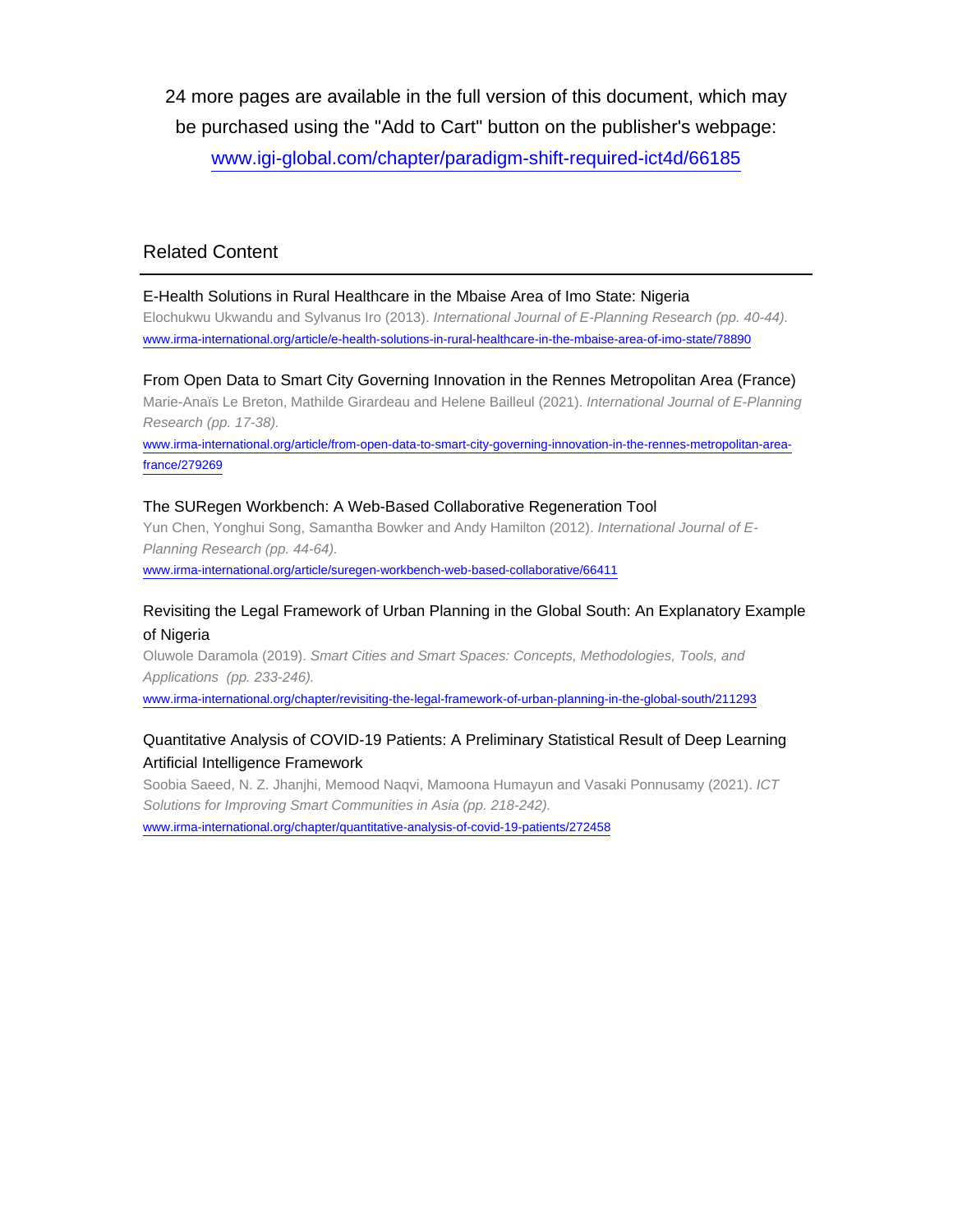24 more pages are available in the full version of this document, which may be purchased using the "Add to Cart" button on the publisher's webpage: www.igi-global.com/chapter/paradigm-shift-required-ict4d/66185

## Related Content

E-Health Solutions in Rural Healthcare in the Mbaise Area of Imo State: Nigeria
Elochukwu Ukwandu and Sylvanus Iro (2013). *International Journal of E-Planning Research (pp. 40-44).*
www.irma-international.org/article/e-health-solutions-in-rural-healthcare-in-the-mbaise-area-of-imo-state/78890

From Open Data to Smart City Governing Innovation in the Rennes Metropolitan Area (France)
Marie-Anaïs Le Breton, Mathilde Girardeau and Helene Bailleul (2021). *International Journal of E-Planning Research (pp. 17-38).*
www.irma-international.org/article/from-open-data-to-smart-city-governing-innovation-in-the-rennes-metropolitan-area-france/279269

The SURegen Workbench: A Web-Based Collaborative Regeneration Tool
Yun Chen, Yonghui Song, Samantha Bowker and Andy Hamilton (2012). *International Journal of E-Planning Research (pp. 44-64).*
www.irma-international.org/article/suregen-workbench-web-based-collaborative/66411

Revisiting the Legal Framework of Urban Planning in the Global South: An Explanatory Example of Nigeria
Oluwole Daramola (2019). *Smart Cities and Smart Spaces: Concepts, Methodologies, Tools, and Applications (pp. 233-246).*
www.irma-international.org/chapter/revisiting-the-legal-framework-of-urban-planning-in-the-global-south/211293

Quantitative Analysis of COVID-19 Patients: A Preliminary Statistical Result of Deep Learning Artificial Intelligence Framework
Soobia Saeed, N. Z. Jhanjhi, Memood Naqvi, Mamoona Humayun and Vasaki Ponnusamy (2021). *ICT Solutions for Improving Smart Communities in Asia (pp. 218-242).*
www.irma-international.org/chapter/quantitative-analysis-of-covid-19-patients/272458